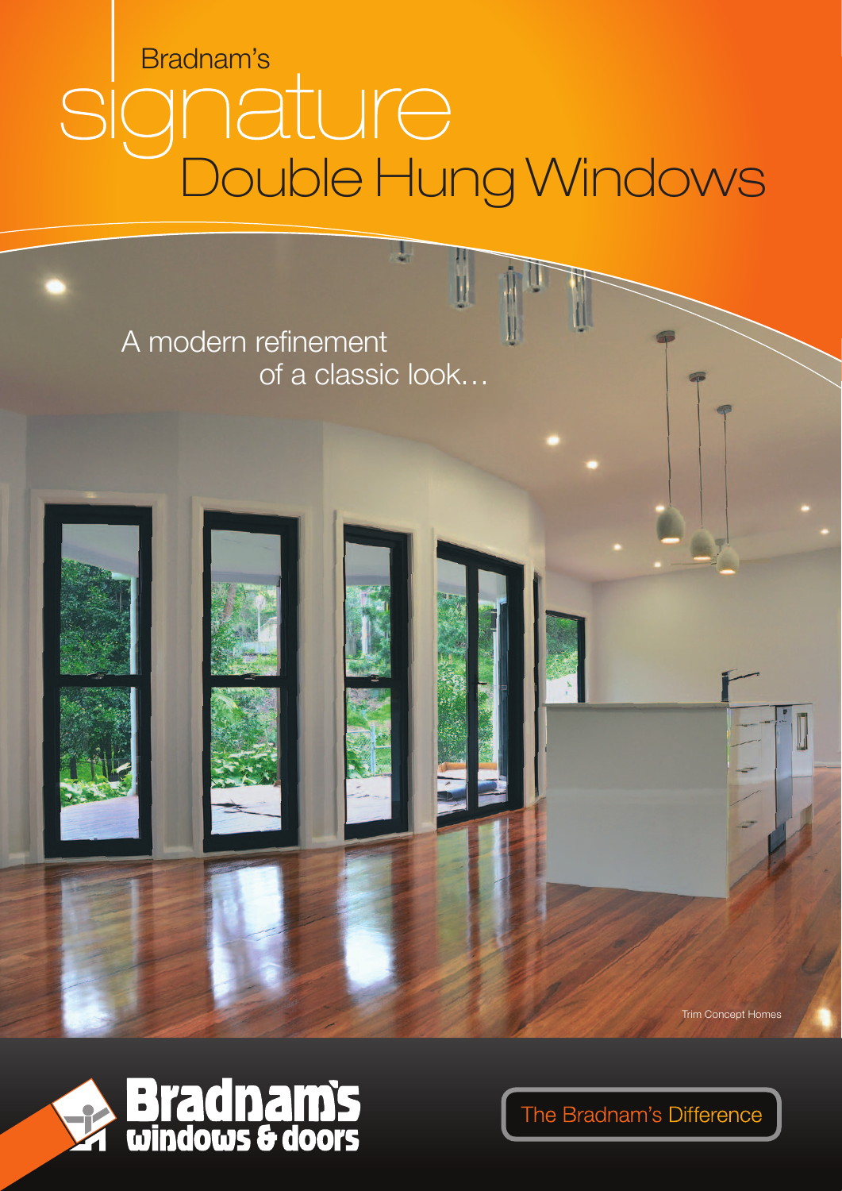Bradnam's

# signature Double Hung Windows

A modern refinement of a classic look…

Trim Concept Homes

Bradnam's windows & doors

The Bradnam's Difference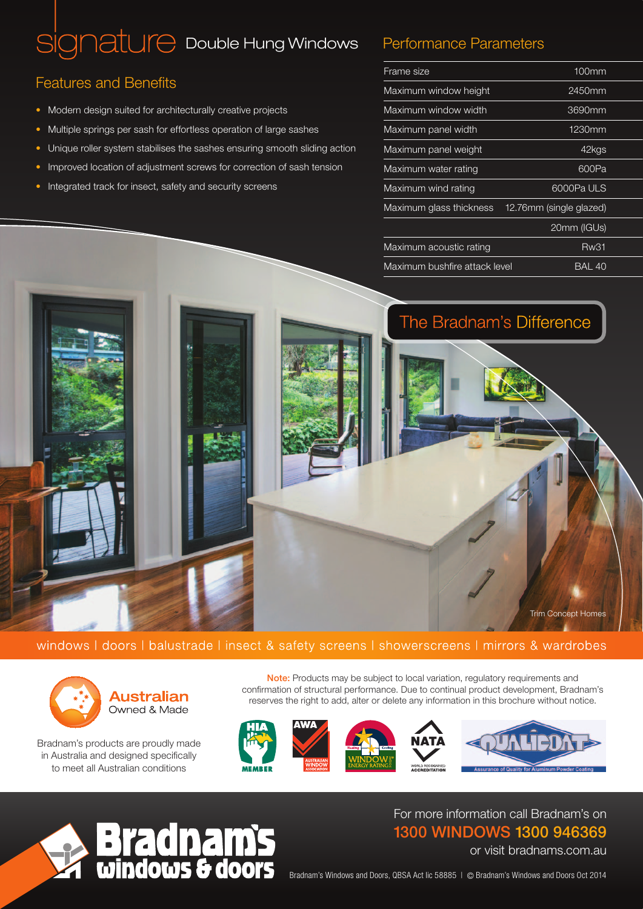# signature Double Hung Windows

## Features and Benefits

- Modern design suited for architecturally creative projects
- Multiple springs per sash for effortless operation of large sashes
- Unique roller system stabilises the sashes ensuring smooth sliding action
- Improved location of adjustment screws for correction of sash tension
- Integrated track for insect, safety and security screens

## Performance Parameters

| | |
|---|---|
| Frame size | 100mm |
| Maximum window height | 2450mm |
| Maximum window width | 3690mm |
| Maximum panel width | 1230mm |
| Maximum panel weight | 42kgs |
| Maximum water rating | 600Pa |
| Maximum wind rating | 6000Pa ULS |
| Maximum glass thickness | 12.76mm (single glazed) |
| | 20mm (IGUs) |
| Maximum acoustic rating | Rw31 |
| Maximum bushfire attack level | BAL 40 |

## The Bradnam's Difference

Trim Concept Homes

windows | doors | balustrade | insect & safety screens | showerscreens | mirrors & wardrobes

**Australian** Owned & Made

Bradnam's products are proudly made in Australia and designed specifically to meet all Australian conditions

**Note:** Products may be subject to local variation, regulatory requirements and confirmation of structural performance. Due to continual product development, Bradnam's reserves the right to add, alter or delete any information in this brochure without notice.

HIA MEMBER | AWA Australian Window Association | WINDOW ENERGY RATING SCHEME | NATA World Recognised Accreditation | QUALICOAT Assurance of Quality for Aluminium Powder Coating

Bradnam's windows & doors

For more information call Bradnam's on
1300 WINDOWS 1300 946369
or visit bradnams.com.au

Bradnam's Windows and Doors, QBSA Act lic 58885 | © Bradnam's Windows and Doors Oct 2014